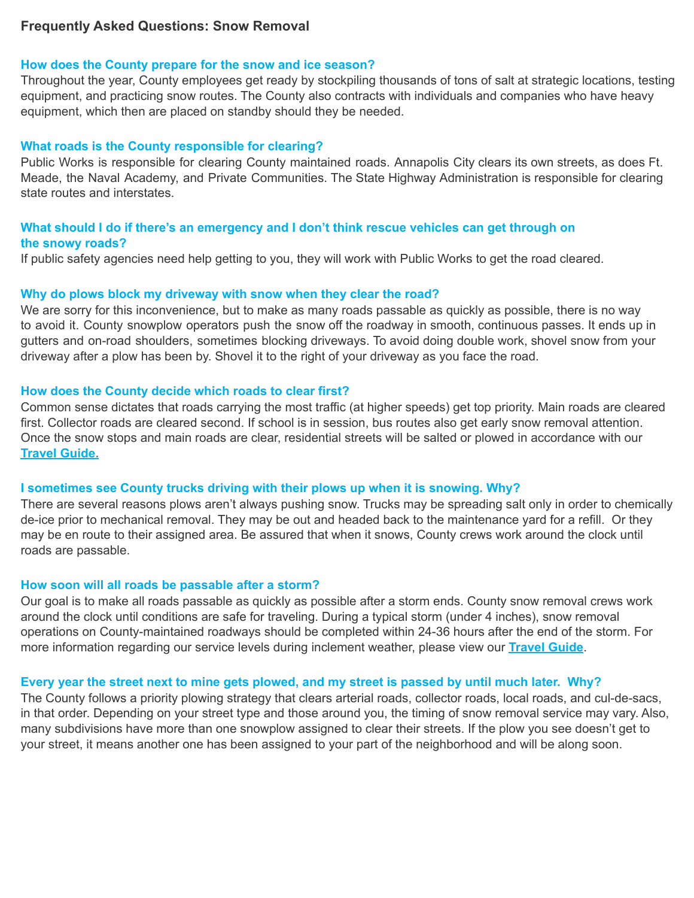# Frequently Asked Questions: Snow Removal

### How does the County prepare for the snow and ice season?

Throughout the year, County employees get ready by stockpiling thousands of tons of salt at strategic locations, testing equipment, and practicing snow routes. The County also contracts with individuals and companies who have heavy equipment, which then are placed on standby should they be needed.

### What roads is the County responsible for clearing?

Public Works is responsible for clearing County maintained roads. Annapolis City clears its own streets, as does Ft. Meade, the Naval Academy, and Private Communities. The State Highway Administration is responsible for clearing state routes and interstates.

### What should I do if there's an emergency and I don't think rescue vehicles can get through on the snowy roads?

If public safety agencies need help getting to you, they will work with Public Works to get the road cleared.

### Why do plows block my driveway with snow when they clear the road?

We are sorry for this inconvenience, but to make as many roads passable as quickly as possible, there is no way to avoid it. County snowplow operators push the snow off the roadway in smooth, continuous passes. It ends up in gutters and on-road shoulders, sometimes blocking driveways. To avoid doing double work, shovel snow from your driveway after a plow has been by. Shovel it to the right of your driveway as you face the road.

### How does the County decide which roads to clear first?

Common sense dictates that roads carrying the most traffic (at higher speeds) get top priority. Main roads are cleared first. Collector roads are cleared second. If school is in session, bus routes also get early snow removal attention. Once the snow stops and main roads are clear, residential streets will be salted or plowed in accordance with our **Travel Guide.**

### I sometimes see County trucks driving with their plows up when it is snowing. Why?

There are several reasons plows aren't always pushing snow. Trucks may be spreading salt only in order to chemically de-ice prior to mechanical removal. They may be out and headed back to the maintenance yard for a refill. Or they may be en route to their assigned area. Be assured that when it snows, County crews work around the clock until roads are passable.

### How soon will all roads be passable after a storm?

Our goal is to make all roads passable as quickly as possible after a storm ends. County snow removal crews work around the clock until conditions are safe for traveling. During a typical storm (under 4 inches), snow removal operations on County-maintained roadways should be completed within 24-36 hours after the end of the storm. For more information regarding our service levels during inclement weather, please view our **Travel Guide**.

### Every year the street next to mine gets plowed, and my street is passed by until much later. Why?

The County follows a priority plowing strategy that clears arterial roads, collector roads, local roads, and cul-de-sacs, in that order. Depending on your street type and those around you, the timing of snow removal service may vary. Also, many subdivisions have more than one snowplow assigned to clear their streets. If the plow you see doesn't get to your street, it means another one has been assigned to your part of the neighborhood and will be along soon.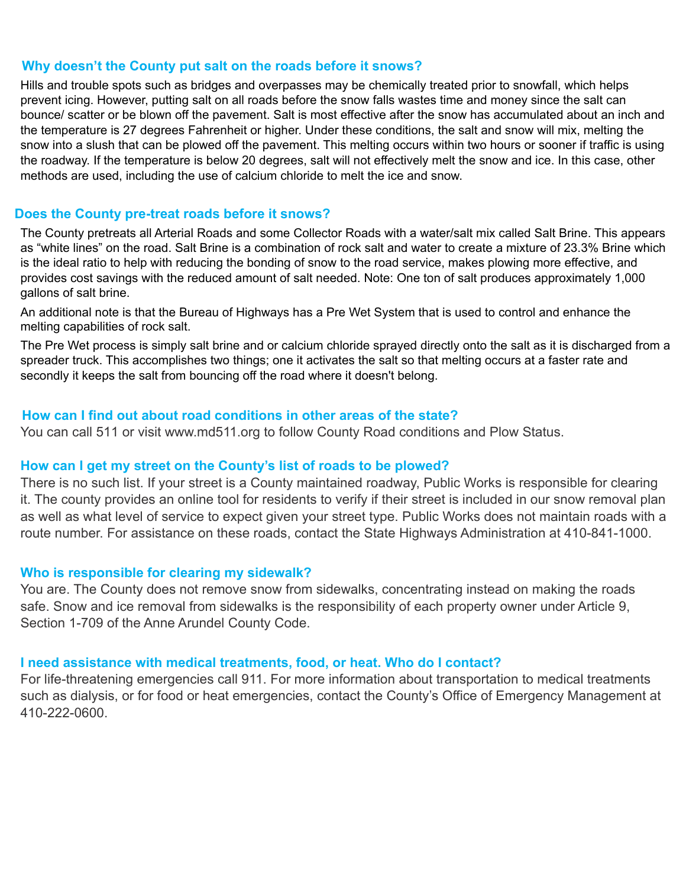## Why doesn't the County put salt on the roads before it snows?

Hills and trouble spots such as bridges and overpasses may be chemically treated prior to snowfall, which helps prevent icing. However, putting salt on all roads before the snow falls wastes time and money since the salt can bounce/ scatter or be blown off the pavement. Salt is most effective after the snow has accumulated about an inch and the temperature is 27 degrees Fahrenheit or higher. Under these conditions, the salt and snow will mix, melting the snow into a slush that can be plowed off the pavement. This melting occurs within two hours or sooner if traffic is using the roadway. If the temperature is below 20 degrees, salt will not effectively melt the snow and ice. In this case, other methods are used, including the use of calcium chloride to melt the ice and snow.

## Does the County pre-treat roads before it snows?

The County pretreats all Arterial Roads and some Collector Roads with a water/salt mix called Salt Brine. This appears as "white lines" on the road. Salt Brine is a combination of rock salt and water to create a mixture of 23.3% Brine which is the ideal ratio to help with reducing the bonding of snow to the road service, makes plowing more effective, and provides cost savings with the reduced amount of salt needed. Note: One ton of salt produces approximately 1,000 gallons of salt brine.

An additional note is that the Bureau of Highways has a Pre Wet System that is used to control and enhance the melting capabilities of rock salt.

The Pre Wet process is simply salt brine and or calcium chloride sprayed directly onto the salt as it is discharged from a spreader truck. This accomplishes two things; one it activates the salt so that melting occurs at a faster rate and secondly it keeps the salt from bouncing off the road where it doesn't belong.

## How can I find out about road conditions in other areas of the state?

You can call 511 or visit www.md511.org to follow County Road conditions and Plow Status.

## How can I get my street on the County's list of roads to be plowed?

There is no such list. If your street is a County maintained roadway, Public Works is responsible for clearing it. The county provides an online tool for residents to verify if their street is included in our snow removal plan as well as what level of service to expect given your street type. Public Works does not maintain roads with a route number. For assistance on these roads, contact the State Highways Administration at 410-841-1000.

## Who is responsible for clearing my sidewalk?

You are. The County does not remove snow from sidewalks, concentrating instead on making the roads safe. Snow and ice removal from sidewalks is the responsibility of each property owner under Article 9, Section 1-709 of the Anne Arundel County Code.

## I need assistance with medical treatments, food, or heat. Who do I contact?

For life-threatening emergencies call 911. For more information about transportation to medical treatments such as dialysis, or for food or heat emergencies, contact the County's Office of Emergency Management at 410-222-0600.